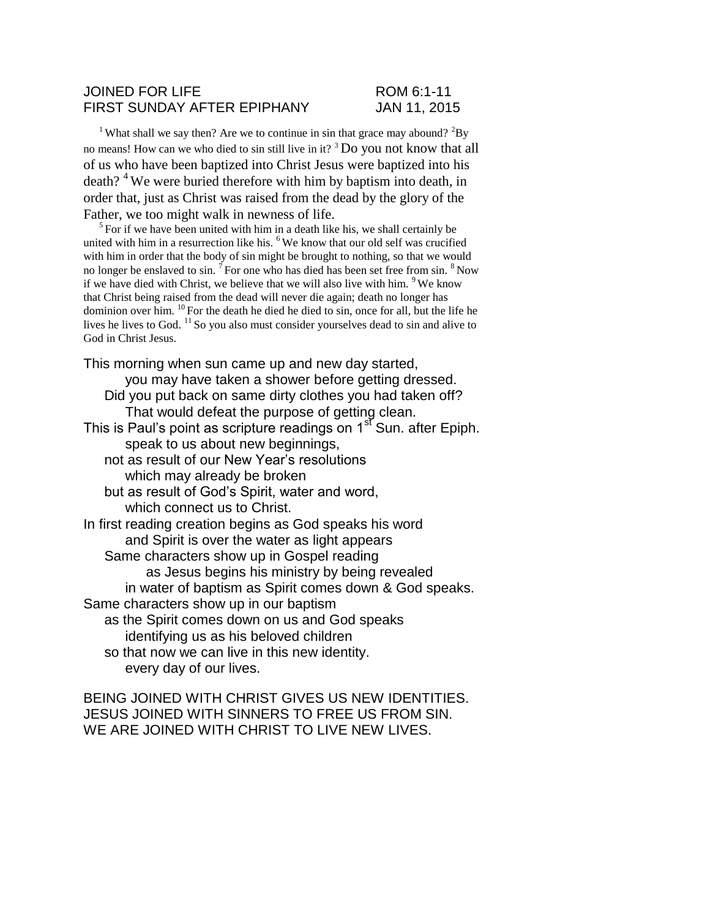JOINED FOR LIFE ROM 6:1-11
FIRST SUNDAY AFTER EPIPHANY JAN 11, 2015

[1] What shall we say then? Are we to continue in sin that grace may abound? [2] By no means! How can we who died to sin still live in it? [3] Do you not know that all of us who have been baptized into Christ Jesus were baptized into his death? [4] We were buried therefore with him by baptism into death, in order that, just as Christ was raised from the dead by the glory of the Father, we too might walk in newness of life.

[5] For if we have been united with him in a death like his, we shall certainly be united with him in a resurrection like his. [6] We know that our old self was crucified with him in order that the body of sin might be brought to nothing, so that we would no longer be enslaved to sin. [7] For one who has died has been set free from sin. [8] Now if we have died with Christ, we believe that we will also live with him. [9] We know that Christ being raised from the dead will never die again; death no longer has dominion over him. [10] For the death he died he died to sin, once for all, but the life he lives he lives to God. [11] So you also must consider yourselves dead to sin and alive to God in Christ Jesus.

This morning when sun came up and new day started,
you may have taken a shower before getting dressed.
Did you put back on same dirty clothes you had taken off?
That would defeat the purpose of getting clean.
This is Paul's point as scripture readings on 1st Sun. after Epiph.
speak to us about new beginnings,
not as result of our New Year's resolutions
which may already be broken
but as result of God's Spirit, water and word,
which connect us to Christ.
In first reading creation begins as God speaks his word
and Spirit is over the water as light appears
Same characters show up in Gospel reading
as Jesus begins his ministry by being revealed
in water of baptism as Spirit comes down & God speaks.
Same characters show up in our baptism
as the Spirit comes down on us and God speaks
identifying us as his beloved children
so that now we can live in this new identity.
every day of our lives.

BEING JOINED WITH CHRIST GIVES US NEW IDENTITIES.
JESUS JOINED WITH SINNERS TO FREE US FROM SIN.
WE ARE JOINED WITH CHRIST TO LIVE NEW LIVES.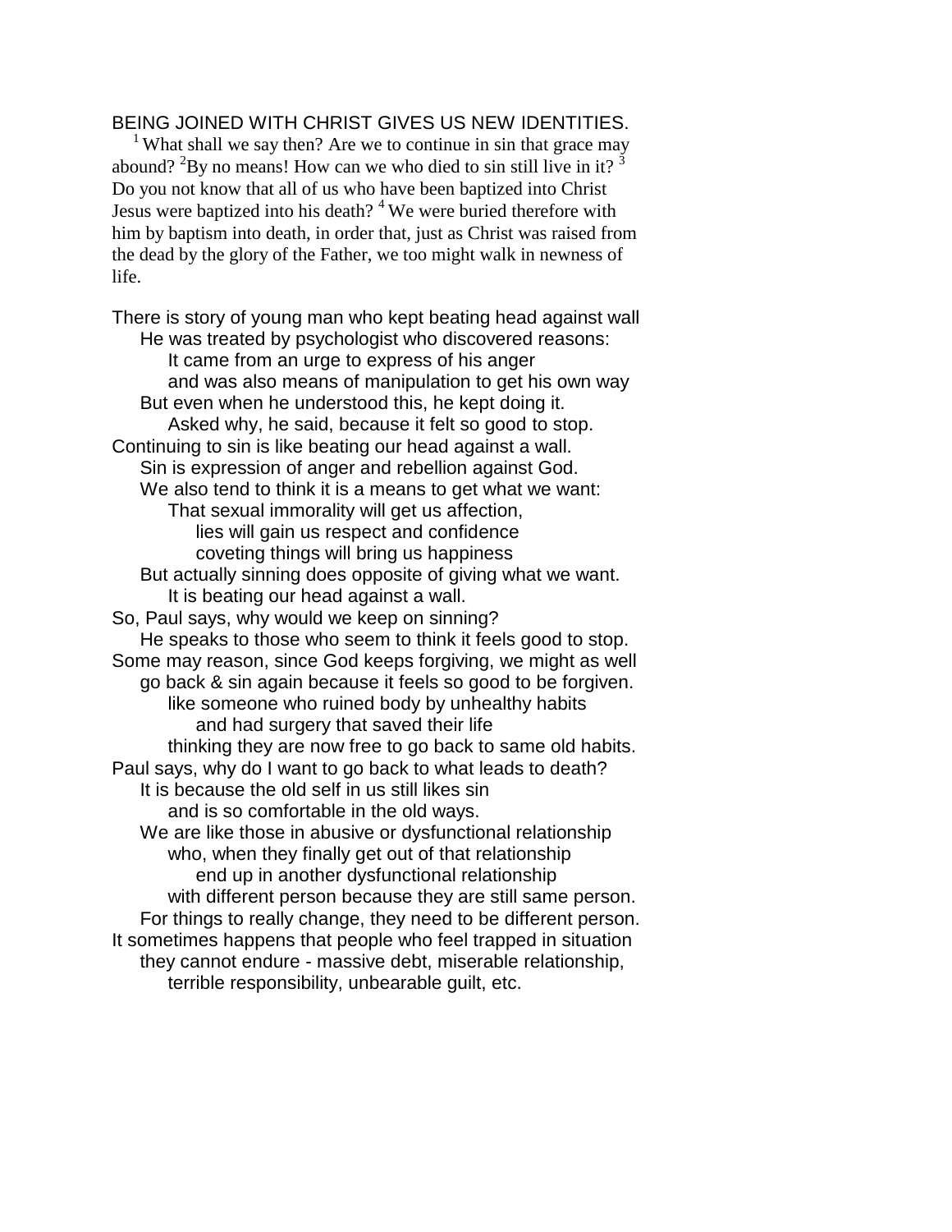BEING JOINED WITH CHRIST GIVES US NEW IDENTITIES.

[1] What shall we say then? Are we to continue in sin that grace may abound? [2]By no means! How can we who died to sin still live in it? [3] Do you not know that all of us who have been baptized into Christ Jesus were baptized into his death? [4] We were buried therefore with him by baptism into death, in order that, just as Christ was raised from the dead by the glory of the Father, we too might walk in newness of life.

There is story of young man who kept beating head against wall
 He was treated by psychologist who discovered reasons:
  It came from an urge to express of his anger
  and was also means of manipulation to get his own way
 But even when he understood this, he kept doing it.
  Asked why, he said, because it felt so good to stop.
Continuing to sin is like beating our head against a wall.
 Sin is expression of anger and rebellion against God.
 We also tend to think it is a means to get what we want:
  That sexual immorality will get us affection,
   lies will gain us respect and confidence
   coveting things will bring us happiness
 But actually sinning does opposite of giving what we want.
  It is beating our head against a wall.
So, Paul says, why would we keep on sinning?
 He speaks to those who seem to think it feels good to stop.
Some may reason, since God keeps forgiving, we might as well
 go back & sin again because it feels so good to be forgiven.
  like someone who ruined body by unhealthy habits
   and had surgery that saved their life
  thinking they are now free to go back to same old habits.
Paul says, why do I want to go back to what leads to death?
 It is because the old self in us still likes sin
  and is so comfortable in the old ways.
 We are like those in abusive or dysfunctional relationship
  who, when they finally get out of that relationship
   end up in another dysfunctional relationship
  with different person because they are still same person.
 For things to really change, they need to be different person.
It sometimes happens that people who feel trapped in situation
 they cannot endure - massive debt, miserable relationship,
  terrible responsibility, unbearable guilt, etc.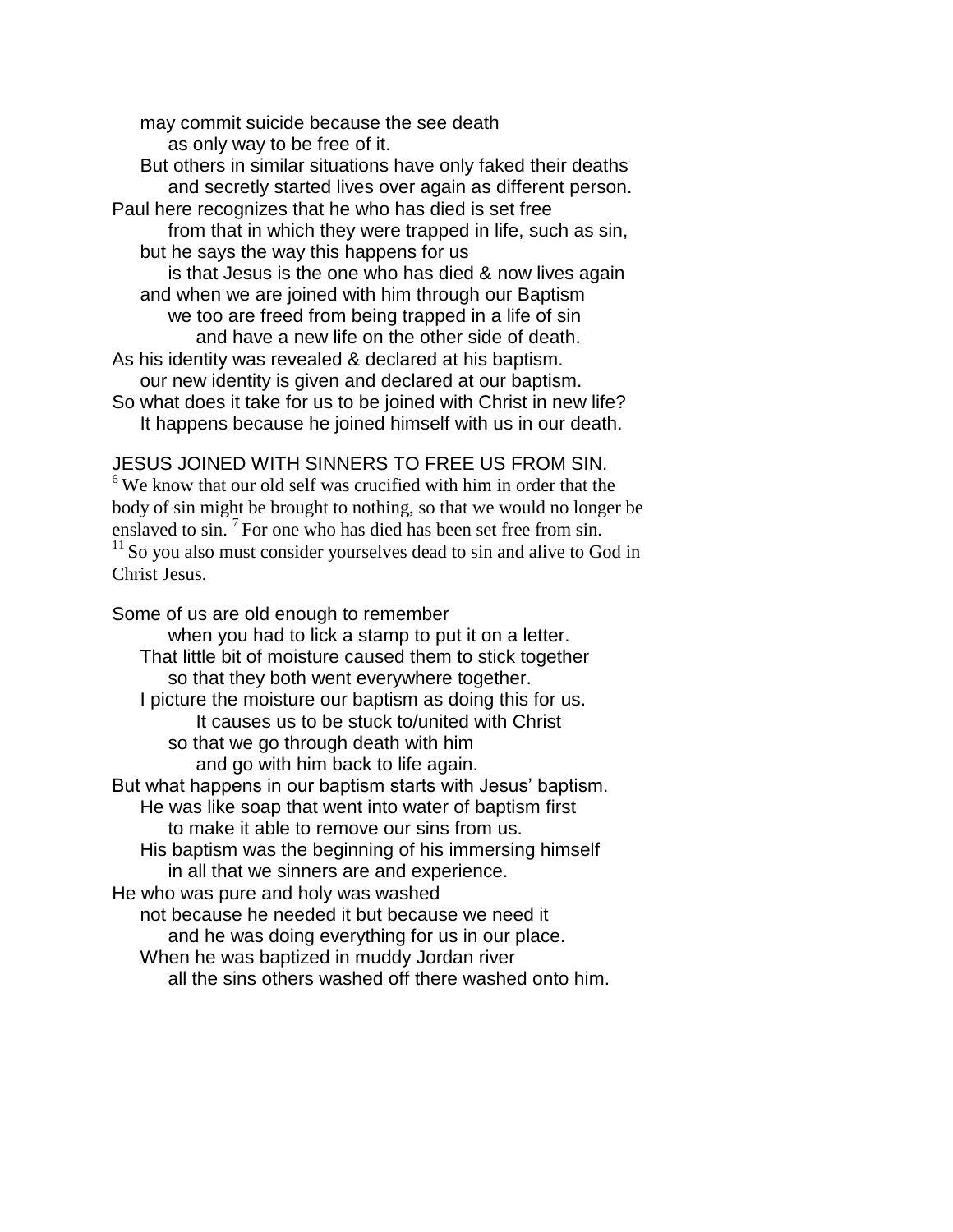may commit suicide because the see death
as only way to be free of it.
But others in similar situations have only faked their deaths
and secretly started lives over again as different person.
Paul here recognizes that he who has died is set free
from that in which they were trapped in life, such as sin,
but he says the way this happens for us
is that Jesus is the one who has died & now lives again
and when we are joined with him through our Baptism
we too are freed from being trapped in a life of sin
and have a new life on the other side of death.
As his identity was revealed & declared at his baptism.
our new identity is given and declared at our baptism.
So what does it take for us to be joined with Christ in new life?
It happens because he joined himself with us in our death.

JESUS JOINED WITH SINNERS TO FREE US FROM SIN.

[6] We know that our old self was crucified with him in order that the body of sin might be brought to nothing, so that we would no longer be enslaved to sin. [7] For one who has died has been set free from sin. [11] So you also must consider yourselves dead to sin and alive to God in Christ Jesus.

Some of us are old enough to remember
when you had to lick a stamp to put it on a letter.
That little bit of moisture caused them to stick together
so that they both went everywhere together.
I picture the moisture our baptism as doing this for us.
It causes us to be stuck to/united with Christ
so that we go through death with him
and go with him back to life again.
But what happens in our baptism starts with Jesus' baptism.
He was like soap that went into water of baptism first
to make it able to remove our sins from us.
His baptism was the beginning of his immersing himself
in all that we sinners are and experience.
He who was pure and holy was washed
not because he needed it but because we need it
and he was doing everything for us in our place.
When he was baptized in muddy Jordan river
all the sins others washed off there washed onto him.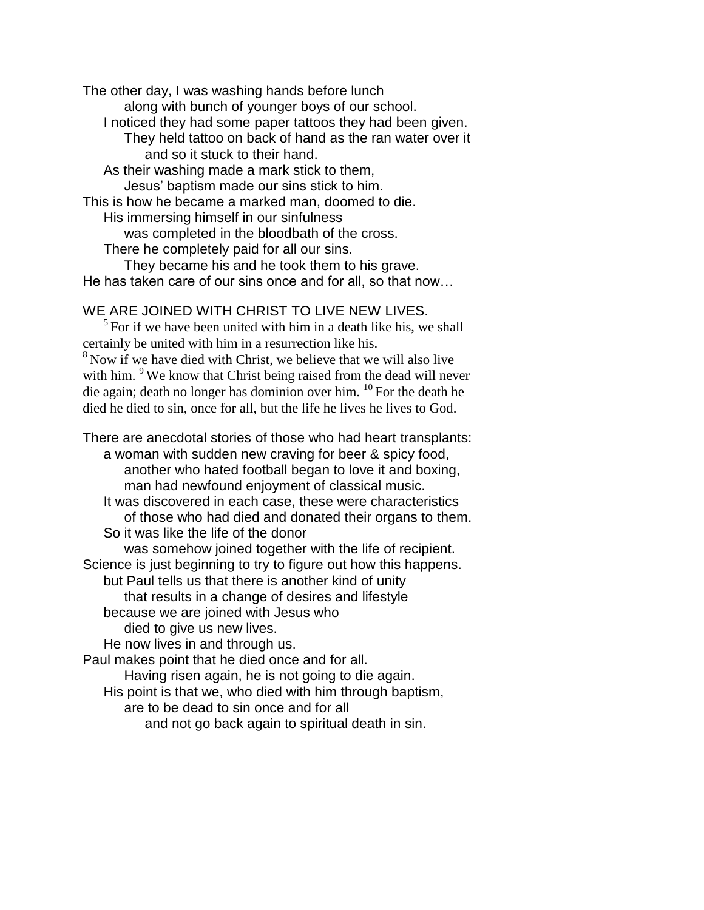The other day, I was washing hands before lunch
along with bunch of younger boys of our school.
I noticed they had some paper tattoos they had been given.
They held tattoo on back of hand as the ran water over it
and so it stuck to their hand.
As their washing made a mark stick to them,
Jesus' baptism made our sins stick to him.
This is how he became a marked man, doomed to die.
His immersing himself in our sinfulness
was completed in the bloodbath of the cross.
There he completely paid for all our sins.
They became his and he took them to his grave.
He has taken care of our sins once and for all, so that now…

WE ARE JOINED WITH CHRIST TO LIVE NEW LIVES.

[5] For if we have been united with him in a death like his, we shall certainly be united with him in a resurrection like his.
[8] Now if we have died with Christ, we believe that we will also live with him. [9] We know that Christ being raised from the dead will never die again; death no longer has dominion over him. [10] For the death he died he died to sin, once for all, but the life he lives he lives to God.

There are anecdotal stories of those who had heart transplants:
a woman with sudden new craving for beer & spicy food,
another who hated football began to love it and boxing,
man had newfound enjoyment of classical music.
It was discovered in each case, these were characteristics
of those who had died and donated their organs to them.
So it was like the life of the donor
was somehow joined together with the life of recipient.
Science is just beginning to try to figure out how this happens.
but Paul tells us that there is another kind of unity
that results in a change of desires and lifestyle
because we are joined with Jesus who
died to give us new lives.
He now lives in and through us.
Paul makes point that he died once and for all.
Having risen again, he is not going to die again.
His point is that we, who died with him through baptism,
are to be dead to sin once and for all
and not go back again to spiritual death in sin.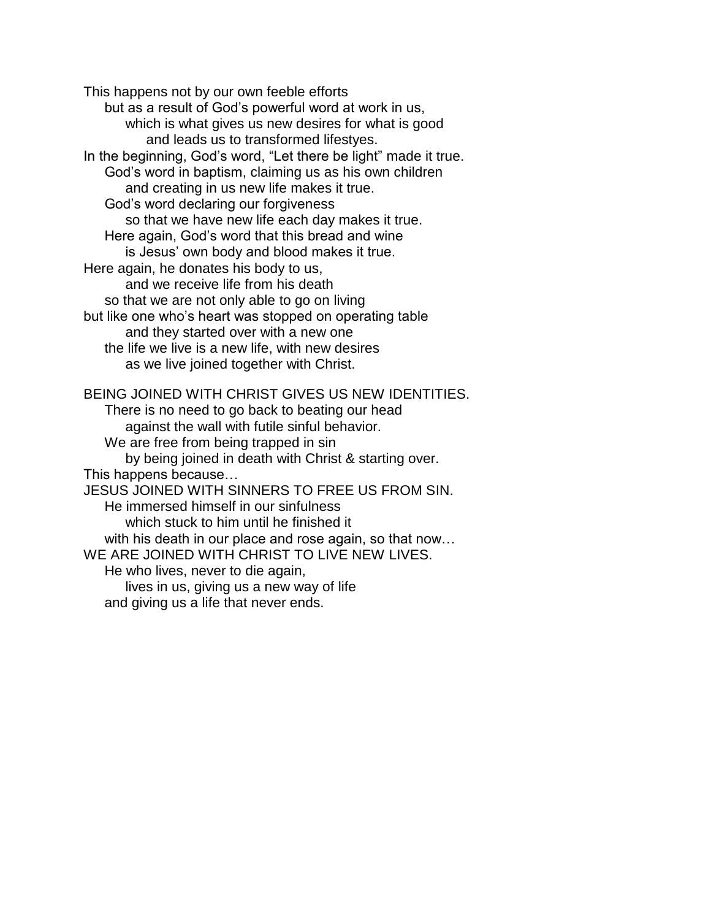This happens not by our own feeble efforts
but as a result of God's powerful word at work in us,
which is what gives us new desires for what is good
and leads us to transformed lifestyes.
In the beginning, God's word, "Let there be light" made it true.
God's word in baptism, claiming us as his own children
and creating in us new life makes it true.
God's word declaring our forgiveness
so that we have new life each day makes it true.
Here again, God's word that this bread and wine
is Jesus' own body and blood makes it true.
Here again, he donates his body to us,
and we receive life from his death
so that we are not only able to go on living
but like one who's heart was stopped on operating table
and they started over with a new one
the life we live is a new life, with new desires
as we live joined together with Christ.

BEING JOINED WITH CHRIST GIVES US NEW IDENTITIES.
There is no need to go back to beating our head
against the wall with futile sinful behavior.
We are free from being trapped in sin
by being joined in death with Christ & starting over.
This happens because…
JESUS JOINED WITH SINNERS TO FREE US FROM SIN.
He immersed himself in our sinfulness
which stuck to him until he finished it
with his death in our place and rose again, so that now…
WE ARE JOINED WITH CHRIST TO LIVE NEW LIVES.
He who lives, never to die again,
lives in us, giving us a new way of life
and giving us a life that never ends.